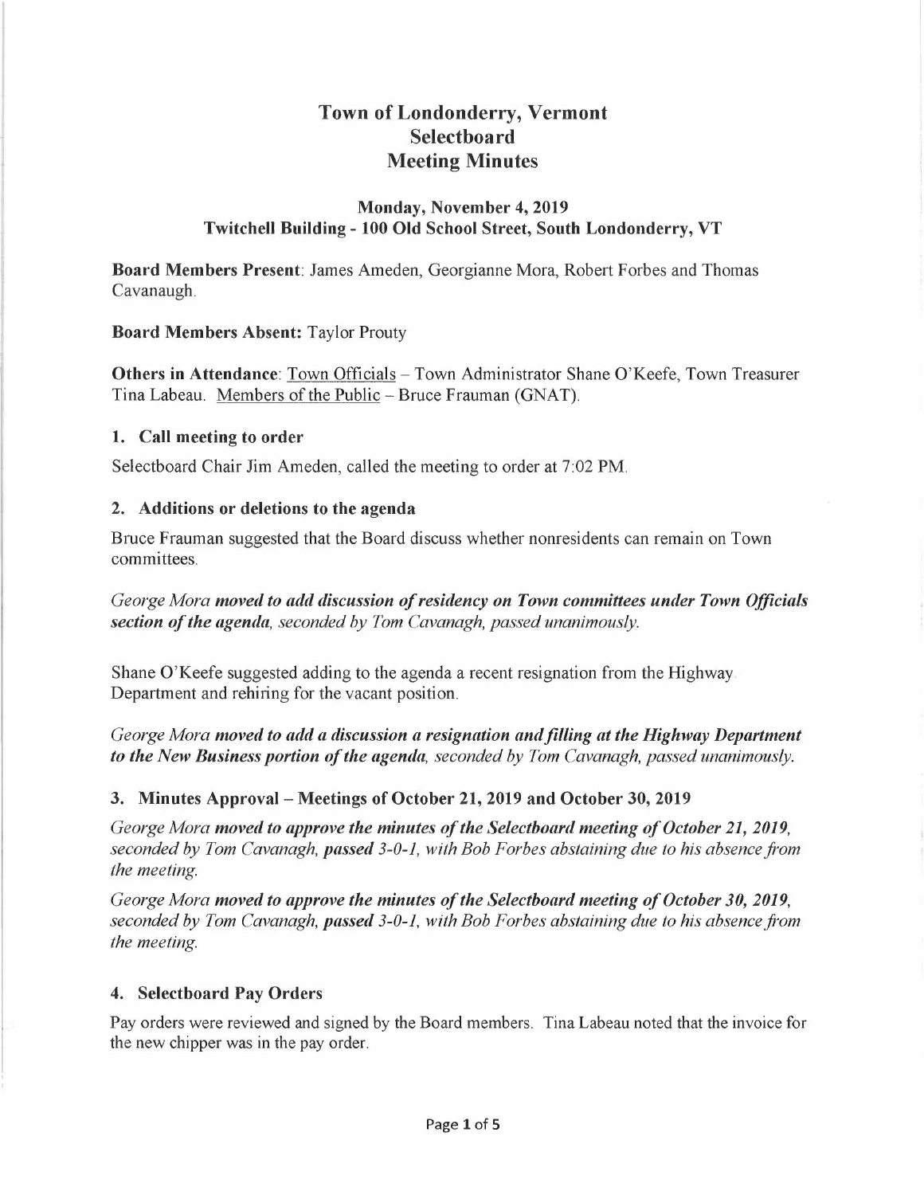# Town of Londonderry, Vermont
# Selectboard
# Meeting Minutes

### Monday, November 4, 2019
### Twitchell Building - 100 Old School Street, South Londonderry, VT

**Board Members Present**: James Ameden, Georgianne Mora, Robert Forbes and Thomas Cavanaugh.

**Board Members Absent:** Taylor Prouty

**Others in Attendance**: Town Officials – Town Administrator Shane O'Keefe, Town Treasurer Tina Labeau. Members of the Public – Bruce Frauman (GNAT).

## 1. Call meeting to order

Selectboard Chair Jim Ameden, called the meeting to order at 7:02 PM.

## 2. Additions or deletions to the agenda

Bruce Frauman suggested that the Board discuss whether nonresidents can remain on Town committees.

*George Mora* ***moved to add discussion of residency on Town committees under Town Officials section of the agenda****, seconded by Tom Cavanagh, passed unanimously.*

Shane O'Keefe suggested adding to the agenda a recent resignation from the Highway Department and rehiring for the vacant position.

*George Mora* ***moved to add a discussion a resignation and filling at the Highway Department to the New Business portion of the agenda****, seconded by Tom Cavanagh, passed unanimously.*

## 3. Minutes Approval – Meetings of October 21, 2019 and October 30, 2019

*George Mora* ***moved to approve the minutes of the Selectboard meeting of October 21, 2019****, seconded by Tom Cavanagh,* ***passed*** *3-0-1, with Bob Forbes abstaining due to his absence from the meeting.*

*George Mora* ***moved to approve the minutes of the Selectboard meeting of October 30, 2019****, seconded by Tom Cavanagh,* ***passed*** *3-0-1, with Bob Forbes abstaining due to his absence from the meeting.*

## 4. Selectboard Pay Orders

Pay orders were reviewed and signed by the Board members. Tina Labeau noted that the invoice for the new chipper was in the pay order.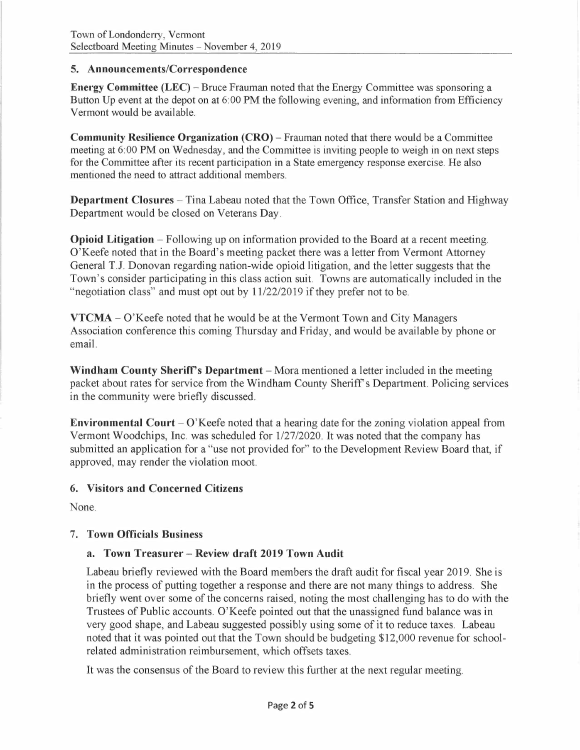## 5. Announcements/Correspondence

**Energy Committee (LEC)** – Bruce Frauman noted that the Energy Committee was sponsoring a Button Up event at the depot on at 6:00 PM the following evening, and information from Efficiency Vermont would be available.

**Community Resilience Organization (CRO)** – Frauman noted that there would be a Committee meeting at 6:00 PM on Wednesday, and the Committee is inviting people to weigh in on next steps for the Committee after its recent participation in a State emergency response exercise. He also mentioned the need to attract additional members.

**Department Closures** – Tina Labeau noted that the Town Office, Transfer Station and Highway Department would be closed on Veterans Day.

**Opioid Litigation** – Following up on information provided to the Board at a recent meeting. O'Keefe noted that in the Board's meeting packet there was a letter from Vermont Attorney General T.J. Donovan regarding nation-wide opioid litigation, and the letter suggests that the Town's consider participating in this class action suit. Towns are automatically included in the "negotiation class" and must opt out by 11/22/2019 if they prefer not to be.

**VTCMA** – O'Keefe noted that he would be at the Vermont Town and City Managers Association conference this coming Thursday and Friday, and would be available by phone or email.

**Windham County Sheriff's Department** – Mora mentioned a letter included in the meeting packet about rates for service from the Windham County Sheriff's Department. Policing services in the community were briefly discussed.

**Environmental Court** – O'Keefe noted that a hearing date for the zoning violation appeal from Vermont Woodchips, Inc. was scheduled for 1/27/2020. It was noted that the company has submitted an application for a "use not provided for" to the Development Review Board that, if approved, may render the violation moot.

## 6. Visitors and Concerned Citizens

None.

## 7. Town Officials Business

### a. Town Treasurer – Review draft 2019 Town Audit

Labeau briefly reviewed with the Board members the draft audit for fiscal year 2019. She is in the process of putting together a response and there are not many things to address. She briefly went over some of the concerns raised, noting the most challenging has to do with the Trustees of Public accounts. O'Keefe pointed out that the unassigned fund balance was in very good shape, and Labeau suggested possibly using some of it to reduce taxes. Labeau noted that it was pointed out that the Town should be budgeting $12,000 revenue for school-related administration reimbursement, which offsets taxes.

It was the consensus of the Board to review this further at the next regular meeting.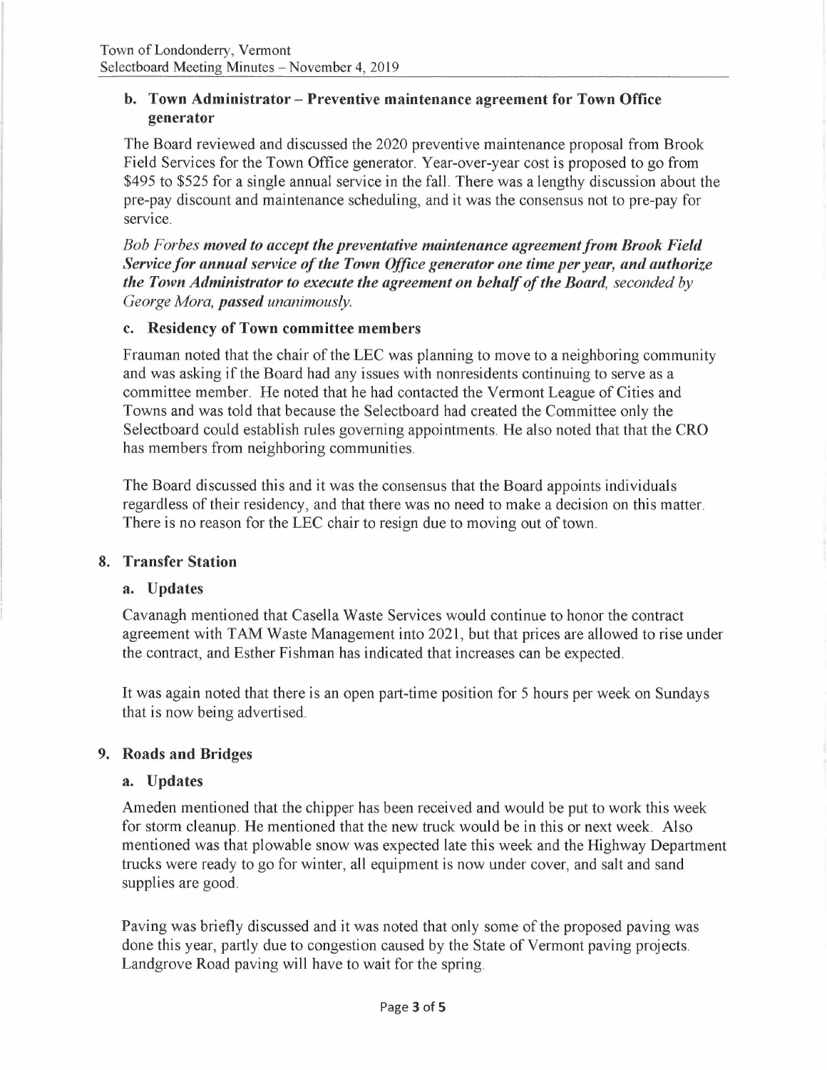### b. Town Administrator – Preventive maintenance agreement for Town Office generator

The Board reviewed and discussed the 2020 preventive maintenance proposal from Brook Field Services for the Town Office generator. Year-over-year cost is proposed to go from $495 to $525 for a single annual service in the fall. There was a lengthy discussion about the pre-pay discount and maintenance scheduling, and it was the consensus not to pre-pay for service.

*Bob Forbes **moved to accept the preventative maintenance agreement from Brook Field Service for annual service of the Town Office generator one time per year, and authorize the Town Administrator to execute the agreement on behalf of the Board,** seconded by George Mora, **passed** unanimously.*

### c. Residency of Town committee members

Frauman noted that the chair of the LEC was planning to move to a neighboring community and was asking if the Board had any issues with nonresidents continuing to serve as a committee member. He noted that he had contacted the Vermont League of Cities and Towns and was told that because the Selectboard had created the Committee only the Selectboard could establish rules governing appointments. He also noted that that the CRO has members from neighboring communities.

The Board discussed this and it was the consensus that the Board appoints individuals regardless of their residency, and that there was no need to make a decision on this matter. There is no reason for the LEC chair to resign due to moving out of town.

## 8. Transfer Station

### a. Updates

Cavanagh mentioned that Casella Waste Services would continue to honor the contract agreement with TAM Waste Management into 2021, but that prices are allowed to rise under the contract, and Esther Fishman has indicated that increases can be expected.

It was again noted that there is an open part-time position for 5 hours per week on Sundays that is now being advertised.

## 9. Roads and Bridges

### a. Updates

Ameden mentioned that the chipper has been received and would be put to work this week for storm cleanup. He mentioned that the new truck would be in this or next week. Also mentioned was that plowable snow was expected late this week and the Highway Department trucks were ready to go for winter, all equipment is now under cover, and salt and sand supplies are good.

Paving was briefly discussed and it was noted that only some of the proposed paving was done this year, partly due to congestion caused by the State of Vermont paving projects. Landgrove Road paving will have to wait for the spring.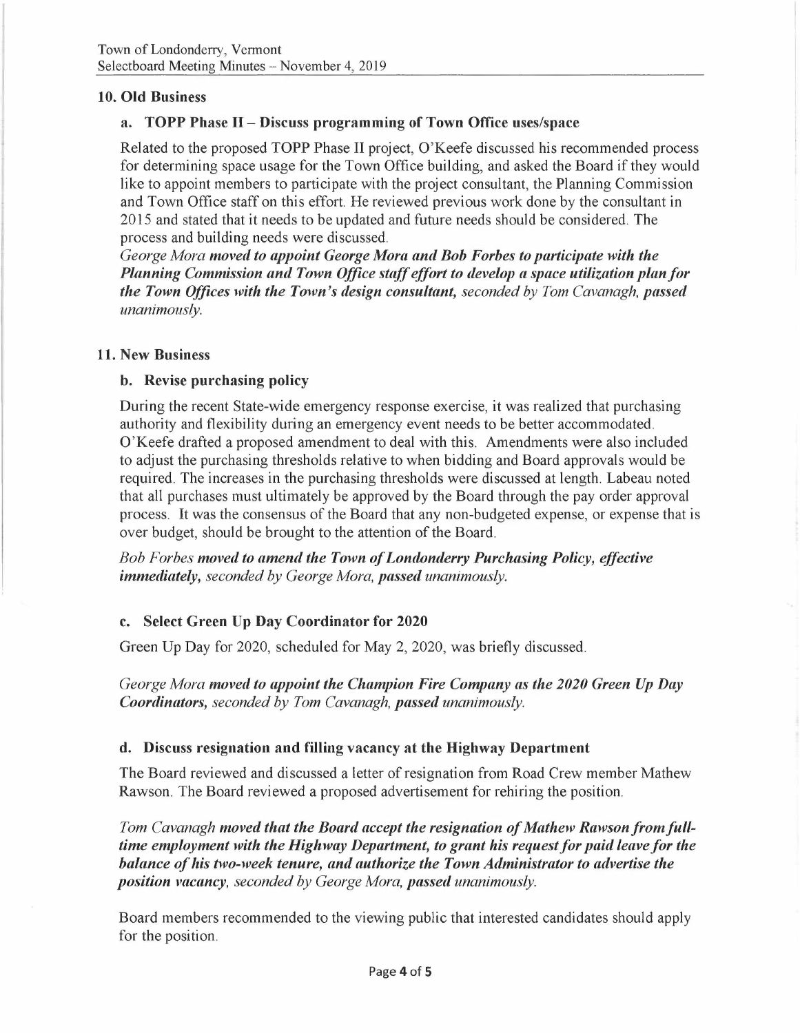## 10. Old Business

### a. TOPP Phase II – Discuss programming of Town Office uses/space

Related to the proposed TOPP Phase II project, O'Keefe discussed his recommended process for determining space usage for the Town Office building, and asked the Board if they would like to appoint members to participate with the project consultant, the Planning Commission and Town Office staff on this effort. He reviewed previous work done by the consultant in 2015 and stated that it needs to be updated and future needs should be considered. The process and building needs were discussed.

*George Mora* ***moved to appoint George Mora and Bob Forbes to participate with the Planning Commission and Town Office staff effort to develop a space utilization plan for the Town Offices with the Town's design consultant,*** *seconded by Tom Cavanagh,* ***passed*** *unanimously.*

## 11. New Business

### b. Revise purchasing policy

During the recent State-wide emergency response exercise, it was realized that purchasing authority and flexibility during an emergency event needs to be better accommodated. O'Keefe drafted a proposed amendment to deal with this. Amendments were also included to adjust the purchasing thresholds relative to when bidding and Board approvals would be required. The increases in the purchasing thresholds were discussed at length. Labeau noted that all purchases must ultimately be approved by the Board through the pay order approval process. It was the consensus of the Board that any non-budgeted expense, or expense that is over budget, should be brought to the attention of the Board.

*Bob Forbes* ***moved to amend the Town of Londonderry Purchasing Policy, effective immediately,*** *seconded by George Mora,* ***passed*** *unanimously.*

### c. Select Green Up Day Coordinator for 2020

Green Up Day for 2020, scheduled for May 2, 2020, was briefly discussed.

*George Mora* ***moved to appoint the Champion Fire Company as the 2020 Green Up Day Coordinators,*** *seconded by Tom Cavanagh,* ***passed*** *unanimously.*

### d. Discuss resignation and filling vacancy at the Highway Department

The Board reviewed and discussed a letter of resignation from Road Crew member Mathew Rawson. The Board reviewed a proposed advertisement for rehiring the position.

*Tom Cavanagh* ***moved that the Board accept the resignation of Mathew Rawson from full-time employment with the Highway Department, to grant his request for paid leave for the balance of his two-week tenure, and authorize the Town Administrator to advertise the position vacancy,*** *seconded by George Mora,* ***passed*** *unanimously.*

Board members recommended to the viewing public that interested candidates should apply for the position.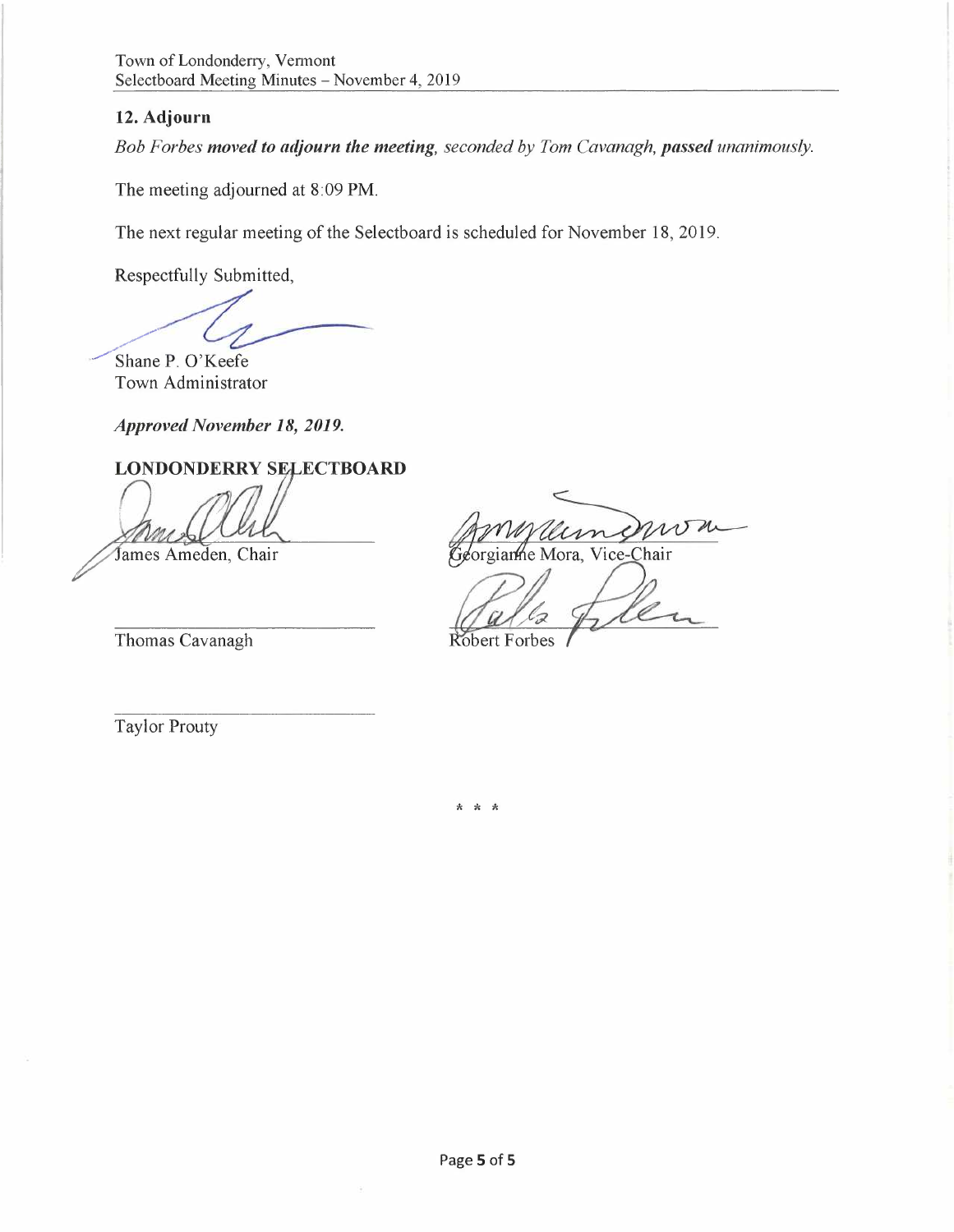## 12. Adjourn

*Bob Forbes **moved to adjourn the meeting**, seconded by Tom Cavanagh, **passed** unanimously.*

The meeting adjourned at 8:09 PM.

The next regular meeting of the Selectboard is scheduled for November 18, 2019.

Respectfully Submitted,

Shane P. O'Keefe
Town Administrator

***Approved November 18, 2019.***

**LONDONDERRY SELECTBOARD**

James Ameden, Chair

Georgianne Mora, Vice-Chair

Thomas Cavanagh

Robert Forbes

Taylor Prouty

\* \* \*